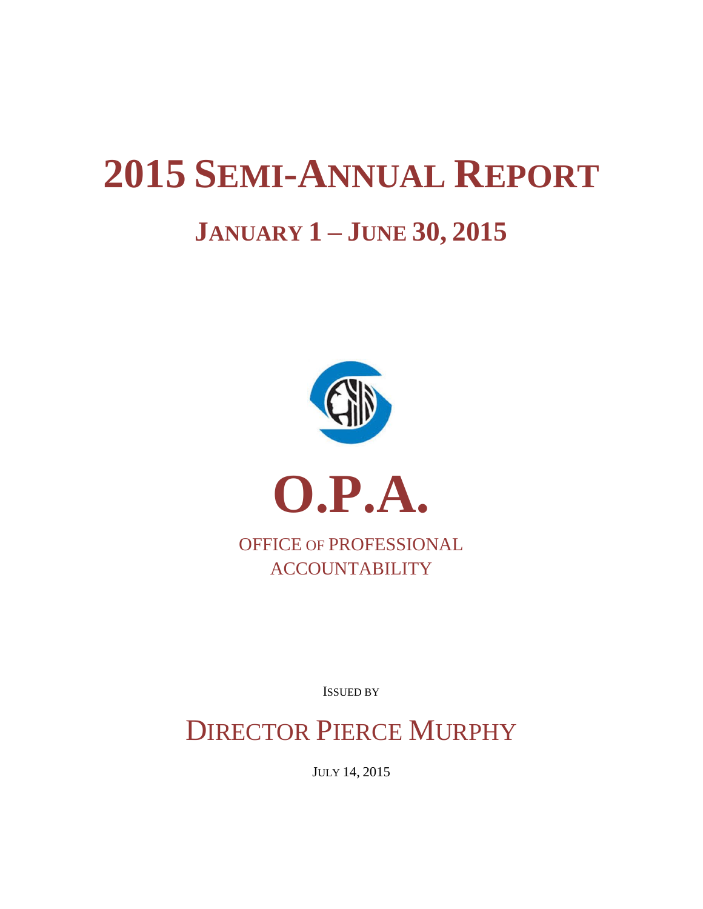# 2015 Semi-Annual Report

## January 1 – June 30, 2015

# O.P.A.

Office of Professional Accountability

Issued by

## Director Pierce Murphy

July 14, 2015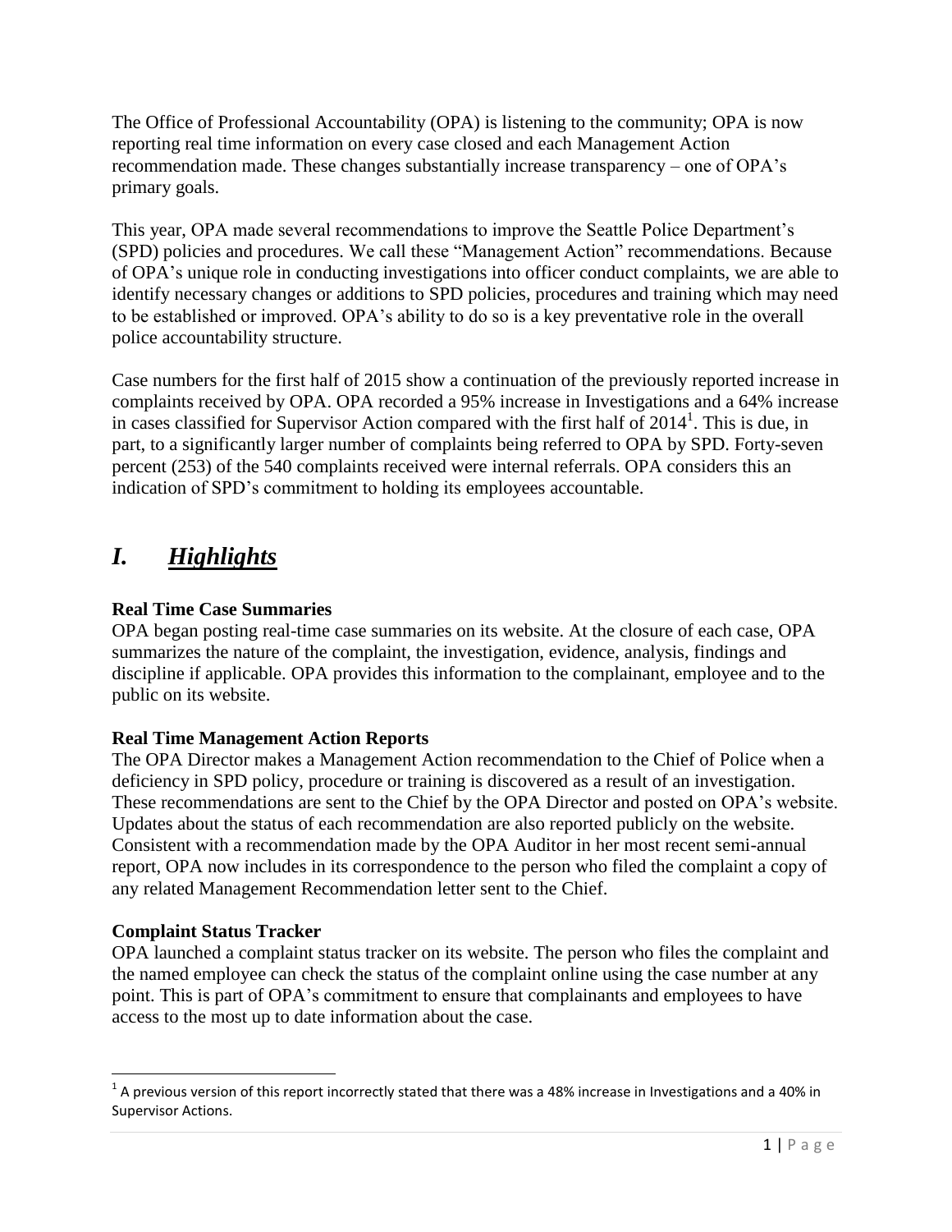The Office of Professional Accountability (OPA) is listening to the community; OPA is now reporting real time information on every case closed and each Management Action recommendation made. These changes substantially increase transparency – one of OPA's primary goals.

This year, OPA made several recommendations to improve the Seattle Police Department's (SPD) policies and procedures. We call these "Management Action" recommendations. Because of OPA's unique role in conducting investigations into officer conduct complaints, we are able to identify necessary changes or additions to SPD policies, procedures and training which may need to be established or improved. OPA's ability to do so is a key preventative role in the overall police accountability structure.

Case numbers for the first half of 2015 show a continuation of the previously reported increase in complaints received by OPA. OPA recorded a 95% increase in Investigations and a 64% increase in cases classified for Supervisor Action compared with the first half of 2014[1]. This is due, in part, to a significantly larger number of complaints being referred to OPA by SPD. Forty-seven percent (253) of the 540 complaints received were internal referrals. OPA considers this an indication of SPD's commitment to holding its employees accountable.

# *I. Highlights*

**Real Time Case Summaries**

OPA began posting real-time case summaries on its website. At the closure of each case, OPA summarizes the nature of the complaint, the investigation, evidence, analysis, findings and discipline if applicable. OPA provides this information to the complainant, employee and to the public on its website.

**Real Time Management Action Reports**

The OPA Director makes a Management Action recommendation to the Chief of Police when a deficiency in SPD policy, procedure or training is discovered as a result of an investigation. These recommendations are sent to the Chief by the OPA Director and posted on OPA's website. Updates about the status of each recommendation are also reported publicly on the website. Consistent with a recommendation made by the OPA Auditor in her most recent semi-annual report, OPA now includes in its correspondence to the person who filed the complaint a copy of any related Management Recommendation letter sent to the Chief.

**Complaint Status Tracker**

OPA launched a complaint status tracker on its website. The person who files the complaint and the named employee can check the status of the complaint online using the case number at any point. This is part of OPA's commitment to ensure that complainants and employees to have access to the most up to date information about the case.

[1] A previous version of this report incorrectly stated that there was a 48% increase in Investigations and a 40% in Supervisor Actions.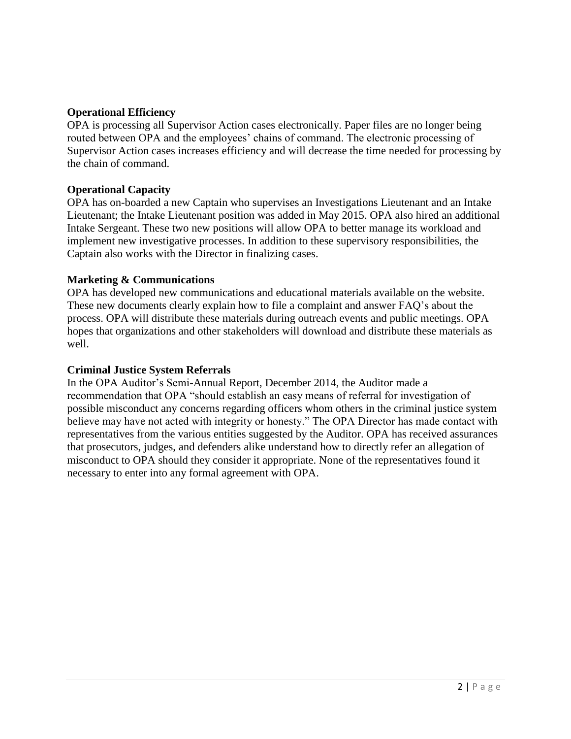**Operational Efficiency**

OPA is processing all Supervisor Action cases electronically. Paper files are no longer being routed between OPA and the employees' chains of command. The electronic processing of Supervisor Action cases increases efficiency and will decrease the time needed for processing by the chain of command.

**Operational Capacity**

OPA has on-boarded a new Captain who supervises an Investigations Lieutenant and an Intake Lieutenant; the Intake Lieutenant position was added in May 2015. OPA also hired an additional Intake Sergeant. These two new positions will allow OPA to better manage its workload and implement new investigative processes. In addition to these supervisory responsibilities, the Captain also works with the Director in finalizing cases.

**Marketing & Communications**

OPA has developed new communications and educational materials available on the website. These new documents clearly explain how to file a complaint and answer FAQ's about the process. OPA will distribute these materials during outreach events and public meetings. OPA hopes that organizations and other stakeholders will download and distribute these materials as well.

**Criminal Justice System Referrals**

In the OPA Auditor's Semi-Annual Report, December 2014, the Auditor made a recommendation that OPA "should establish an easy means of referral for investigation of possible misconduct any concerns regarding officers whom others in the criminal justice system believe may have not acted with integrity or honesty." The OPA Director has made contact with representatives from the various entities suggested by the Auditor. OPA has received assurances that prosecutors, judges, and defenders alike understand how to directly refer an allegation of misconduct to OPA should they consider it appropriate. None of the representatives found it necessary to enter into any formal agreement with OPA.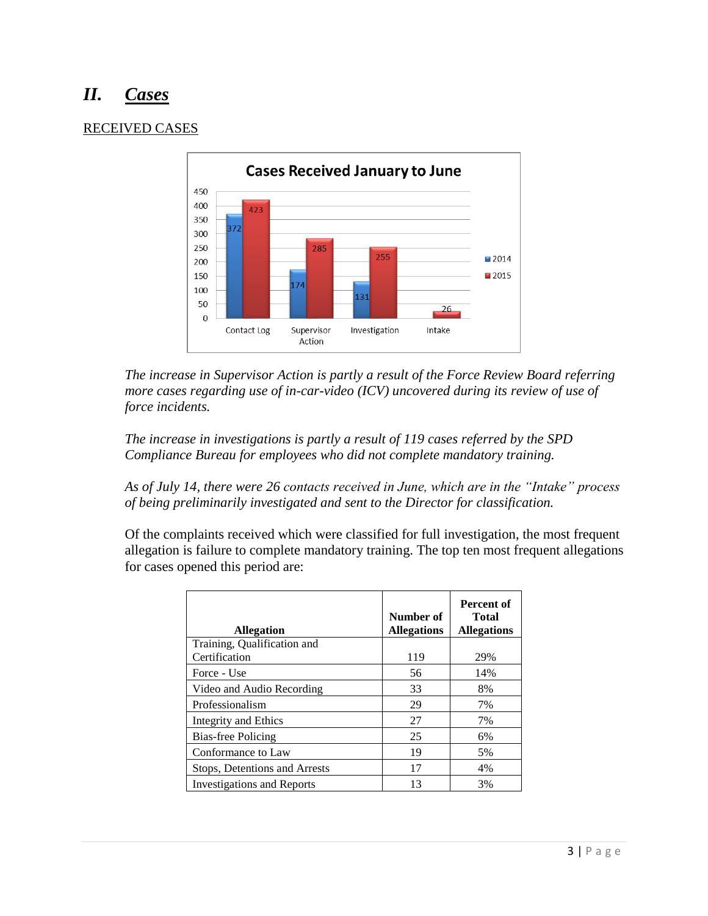## II. Cases

RECEIVED CASES

**Cases Received January to June**

| | 2014 | 2015 |
|---|---|---|
| Contact Log | 372 | 423 |
| Supervisor Action | 174 | 285 |
| Investigation | 131 | 255 |
| Intake | | 26 |

*The increase in Supervisor Action is partly a result of the Force Review Board referring more cases regarding use of in-car-video (ICV) uncovered during its review of use of force incidents.*

*The increase in investigations is partly a result of 119 cases referred by the SPD Compliance Bureau for employees who did not complete mandatory training.*

*As of July 14, there were 26 contacts received in June, which are in the "Intake" process of being preliminarily investigated and sent to the Director for classification.*

Of the complaints received which were classified for full investigation, the most frequent allegation is failure to complete mandatory training. The top ten most frequent allegations for cases opened this period are:

| Allegation | Number of Allegations | Percent of Total Allegations |
|---|---|---|
| Training, Qualification and Certification | 119 | 29% |
| Force - Use | 56 | 14% |
| Video and Audio Recording | 33 | 8% |
| Professionalism | 29 | 7% |
| Integrity and Ethics | 27 | 7% |
| Bias-free Policing | 25 | 6% |
| Conformance to Law | 19 | 5% |
| Stops, Detentions and Arrests | 17 | 4% |
| Investigations and Reports | 13 | 3% |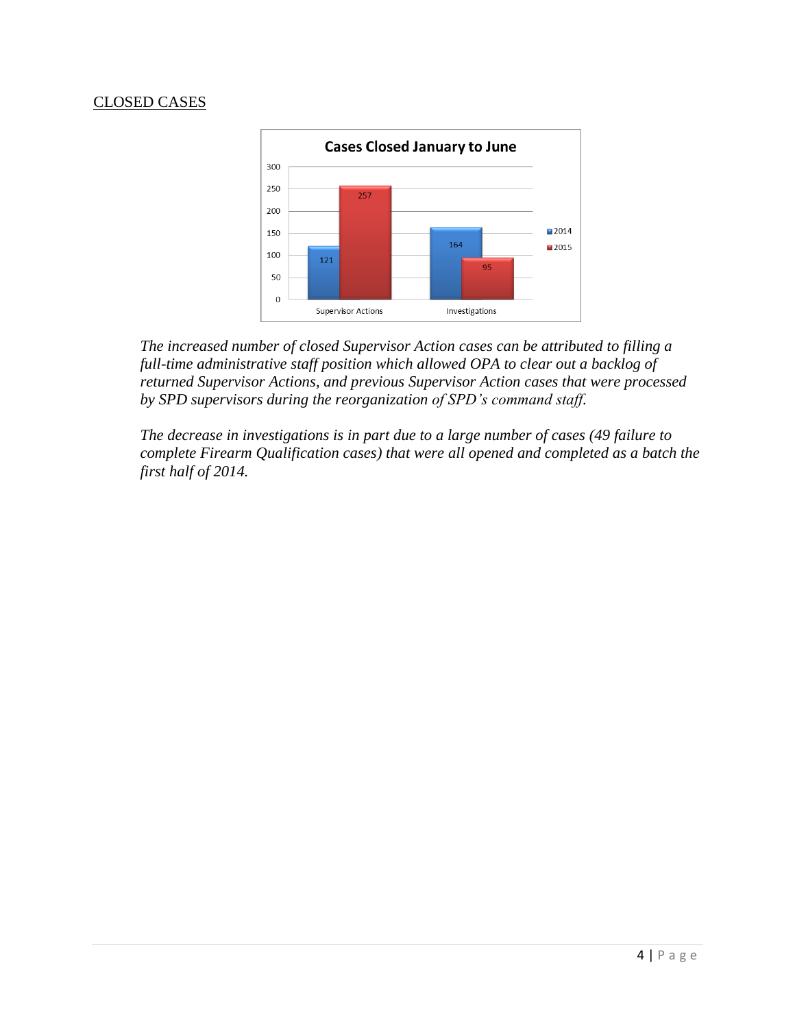CLOSED CASES

*The increased number of closed Supervisor Action cases can be attributed to filling a full-time administrative staff position which allowed OPA to clear out a backlog of returned Supervisor Actions, and previous Supervisor Action cases that were processed by SPD supervisors during the reorganization of SPD's command staff.*

*The decrease in investigations is in part due to a large number of cases (49 failure to complete Firearm Qualification cases) that were all opened and completed as a batch the first half of 2014.*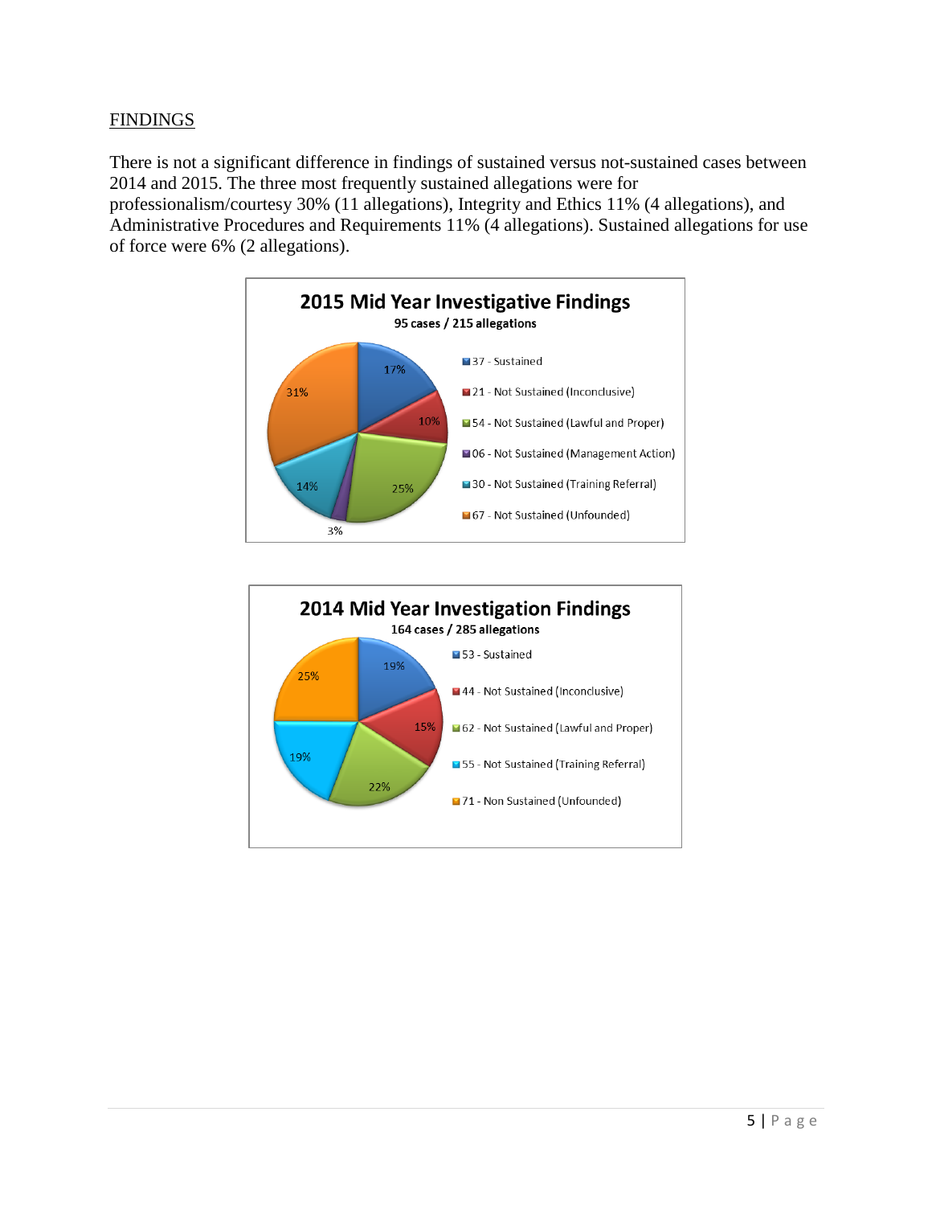## FINDINGS

There is not a significant difference in findings of sustained versus not-sustained cases between 2014 and 2015. The three most frequently sustained allegations were for professionalism/courtesy 30% (11 allegations), Integrity and Ethics 11% (4 allegations), and Administrative Procedures and Requirements 11% (4 allegations). Sustained allegations for use of force were 6% (2 allegations).

**2015 Mid Year Investigative Findings**
**95 cases / 215 allegations**

| Finding | Allegations | Percent |
|---|---|---|
| Sustained | 37 | 17% |
| Not Sustained (Inconclusive) | 21 | 10% |
| Not Sustained (Lawful and Proper) | 54 | 25% |
| Not Sustained (Management Action) | 06 | 3% |
| Not Sustained (Training Referral) | 30 | 14% |
| Not Sustained (Unfounded) | 67 | 31% |

**2014 Mid Year Investigation Findings**
**164 cases / 285 allegations**

| Finding | Allegations | Percent |
|---|---|---|
| Sustained | 53 | 19% |
| Not Sustained (Inconclusive) | 44 | 15% |
| Not Sustained (Lawful and Proper) | 62 | 22% |
| Not Sustained (Training Referral) | 55 | 19% |
| Non Sustained (Unfounded) | 71 | 25% |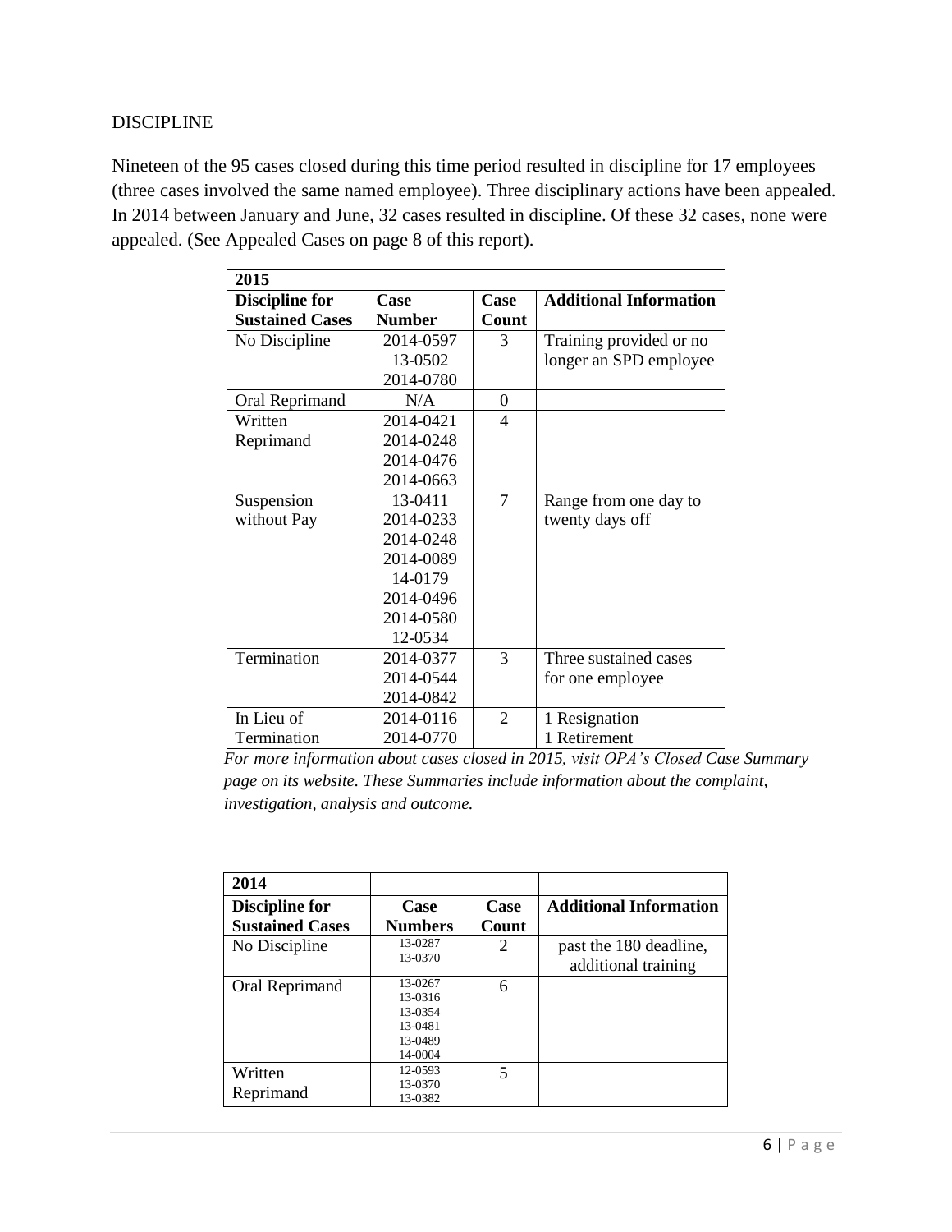## DISCIPLINE

Nineteen of the 95 cases closed during this time period resulted in discipline for 17 employees (three cases involved the same named employee). Three disciplinary actions have been appealed. In 2014 between January and June, 32 cases resulted in discipline. Of these 32 cases, none were appealed. (See Appealed Cases on page 8 of this report).

| 2015 | | | |
|---|---|---|---|
| **Discipline for Sustained Cases** | **Case Number** | **Case Count** | **Additional Information** |
| No Discipline | 2014-0597<br>13-0502<br>2014-0780 | 3 | Training provided or no longer an SPD employee |
| Oral Reprimand | N/A | 0 | |
| Written Reprimand | 2014-0421<br>2014-0248<br>2014-0476<br>2014-0663 | 4 | |
| Suspension without Pay | 13-0411<br>2014-0233<br>2014-0248<br>2014-0089<br>14-0179<br>2014-0496<br>2014-0580<br>12-0534 | 7 | Range from one day to twenty days off |
| Termination | 2014-0377<br>2014-0544<br>2014-0842 | 3 | Three sustained cases for one employee |
| In Lieu of Termination | 2014-0116<br>2014-0770 | 2 | 1 Resignation<br>1 Retirement |

*For more information about cases closed in 2015, visit OPA's Closed Case Summary page on its website. These Summaries include information about the complaint, investigation, analysis and outcome.*

| 2014 | | | |
|---|---|---|---|
| **Discipline for Sustained Cases** | **Case Numbers** | **Case Count** | **Additional Information** |
| No Discipline | 13-0287<br>13-0370 | 2 | past the 180 deadline, additional training |
| Oral Reprimand | 13-0267<br>13-0316<br>13-0354<br>13-0481<br>13-0489<br>14-0004 | 6 | |
| Written Reprimand | 12-0593<br>13-0370<br>13-0382 | 5 | |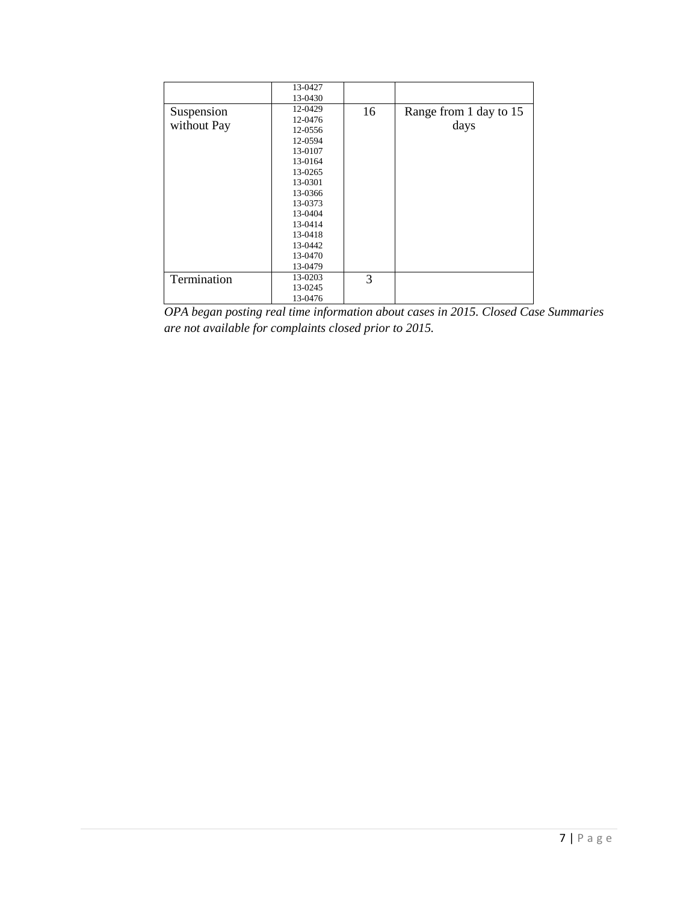| | | | |
|---|---|---|---|
| | 13-0427<br>13-0430 | | |
| Suspension without Pay | 12-0429<br>12-0476<br>12-0556<br>12-0594<br>13-0107<br>13-0164<br>13-0265<br>13-0301<br>13-0366<br>13-0373<br>13-0404<br>13-0414<br>13-0418<br>13-0442<br>13-0470<br>13-0479 | 16 | Range from 1 day to 15 days |
| Termination | 13-0203<br>13-0245<br>13-0476 | 3 | |

*OPA began posting real time information about cases in 2015. Closed Case Summaries are not available for complaints closed prior to 2015.*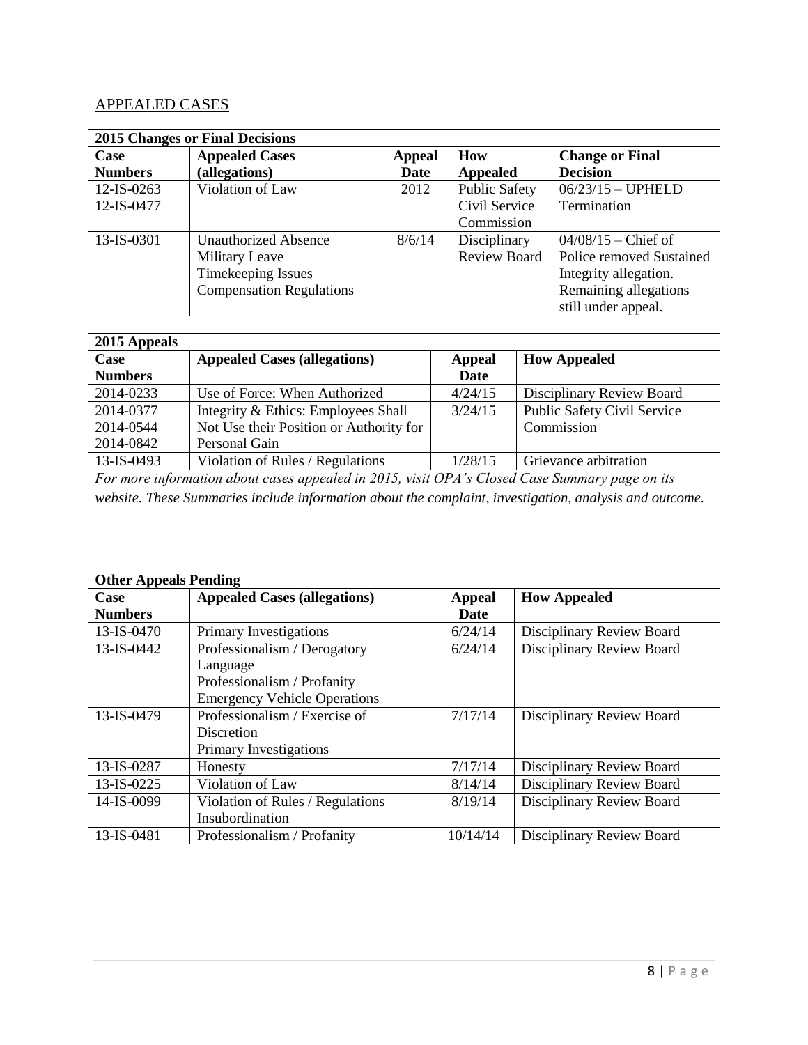## APPEALED CASES

| 2015 Changes or Final Decisions | | | | |
|---|---|---|---|---|
| **Case Numbers** | **Appealed Cases (allegations)** | **Appeal Date** | **How Appealed** | **Change or Final Decision** |
| 12-IS-0263<br>12-IS-0477 | Violation of Law | 2012 | Public Safety Civil Service Commission | 06/23/15 – UPHELD Termination |
| 13-IS-0301 | Unauthorized Absence<br>Military Leave<br>Timekeeping Issues<br>Compensation Regulations | 8/6/14 | Disciplinary Review Board | 04/08/15 – Chief of Police removed Sustained Integrity allegation. Remaining allegations still under appeal. |

| 2015 Appeals | | | |
|---|---|---|---|
| **Case Numbers** | **Appealed Cases (allegations)** | **Appeal Date** | **How Appealed** |
| 2014-0233 | Use of Force: When Authorized | 4/24/15 | Disciplinary Review Board |
| 2014-0377<br>2014-0544<br>2014-0842 | Integrity & Ethics: Employees Shall Not Use their Position or Authority for Personal Gain | 3/24/15 | Public Safety Civil Service Commission |
| 13-IS-0493 | Violation of Rules / Regulations | 1/28/15 | Grievance arbitration |

*For more information about cases appealed in 2015, visit OPA's Closed Case Summary page on its website. These Summaries include information about the complaint, investigation, analysis and outcome.*

| Other Appeals Pending | | | |
|---|---|---|---|
| **Case Numbers** | **Appealed Cases (allegations)** | **Appeal Date** | **How Appealed** |
| 13-IS-0470 | Primary Investigations | 6/24/14 | Disciplinary Review Board |
| 13-IS-0442 | Professionalism / Derogatory Language<br>Professionalism / Profanity<br>Emergency Vehicle Operations | 6/24/14 | Disciplinary Review Board |
| 13-IS-0479 | Professionalism / Exercise of Discretion<br>Primary Investigations | 7/17/14 | Disciplinary Review Board |
| 13-IS-0287 | Honesty | 7/17/14 | Disciplinary Review Board |
| 13-IS-0225 | Violation of Law | 8/14/14 | Disciplinary Review Board |
| 14-IS-0099 | Violation of Rules / Regulations<br>Insubordination | 8/19/14 | Disciplinary Review Board |
| 13-IS-0481 | Professionalism / Profanity | 10/14/14 | Disciplinary Review Board |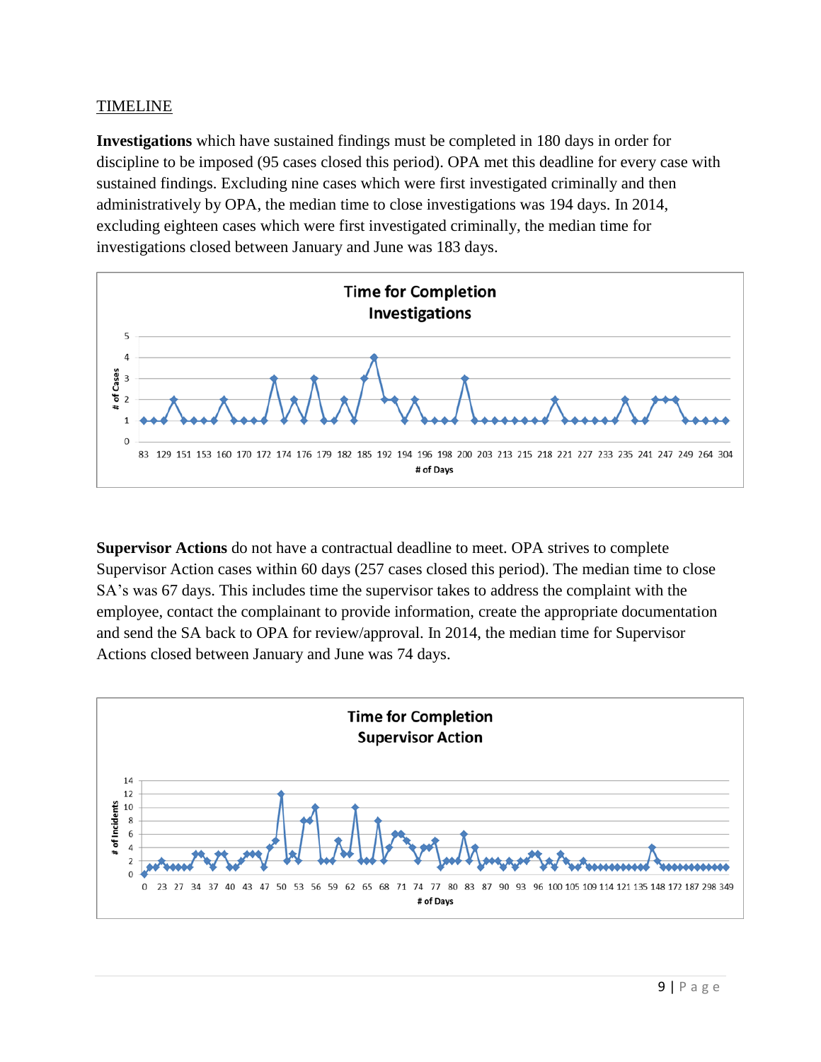TIMELINE

**Investigations** which have sustained findings must be completed in 180 days in order for discipline to be imposed (95 cases closed this period). OPA met this deadline for every case with sustained findings. Excluding nine cases which were first investigated criminally and then administratively by OPA, the median time to close investigations was 194 days. In 2014, excluding eighteen cases which were first investigated criminally, the median time for investigations closed between January and June was 183 days.

**Supervisor Actions** do not have a contractual deadline to meet. OPA strives to complete Supervisor Action cases within 60 days (257 cases closed this period). The median time to close SA's was 67 days. This includes time the supervisor takes to address the complaint with the employee, contact the complainant to provide information, create the appropriate documentation and send the SA back to OPA for review/approval. In 2014, the median time for Supervisor Actions closed between January and June was 74 days.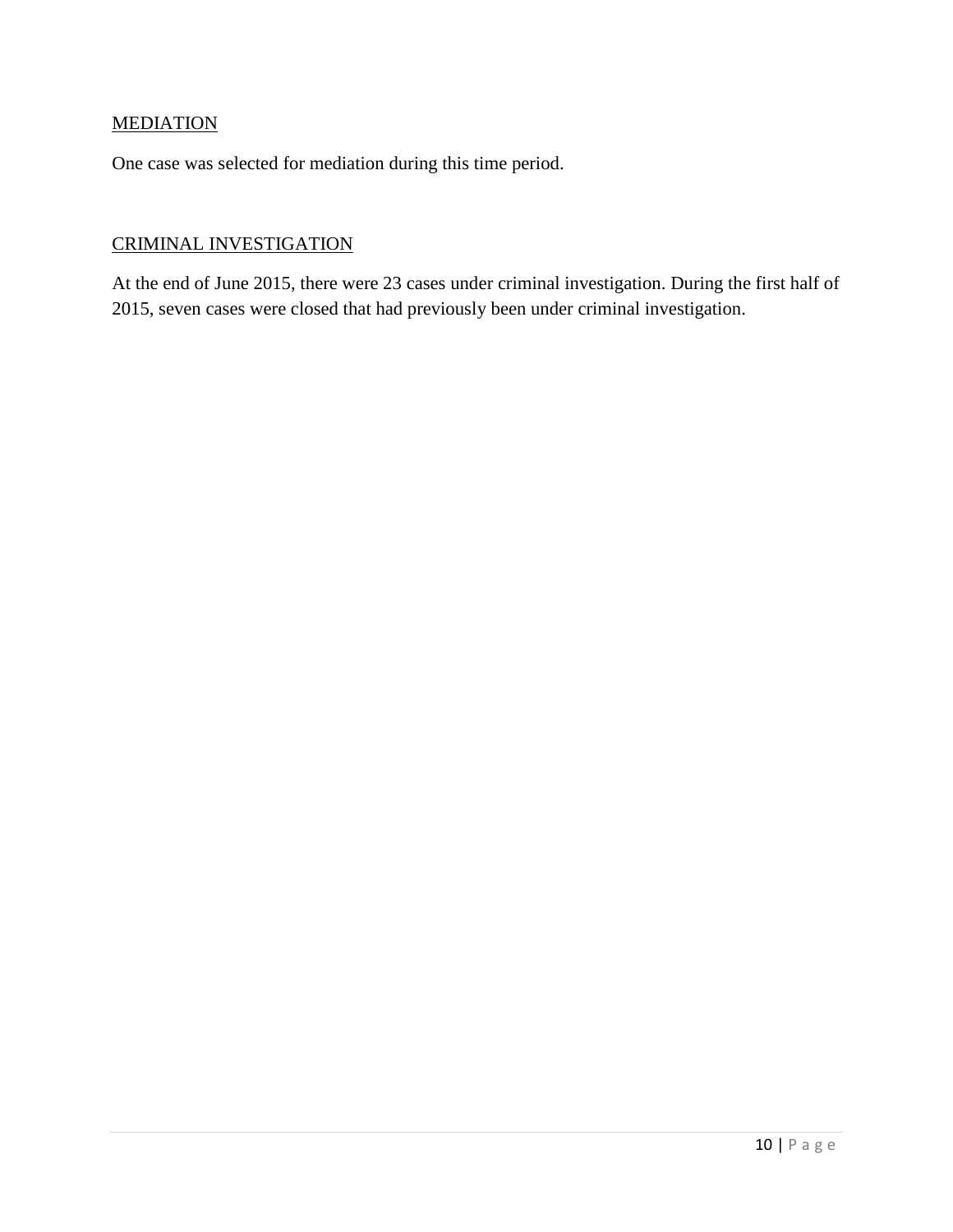## MEDIATION

One case was selected for mediation during this time period.

## CRIMINAL INVESTIGATION

At the end of June 2015, there were 23 cases under criminal investigation. During the first half of 2015, seven cases were closed that had previously been under criminal investigation.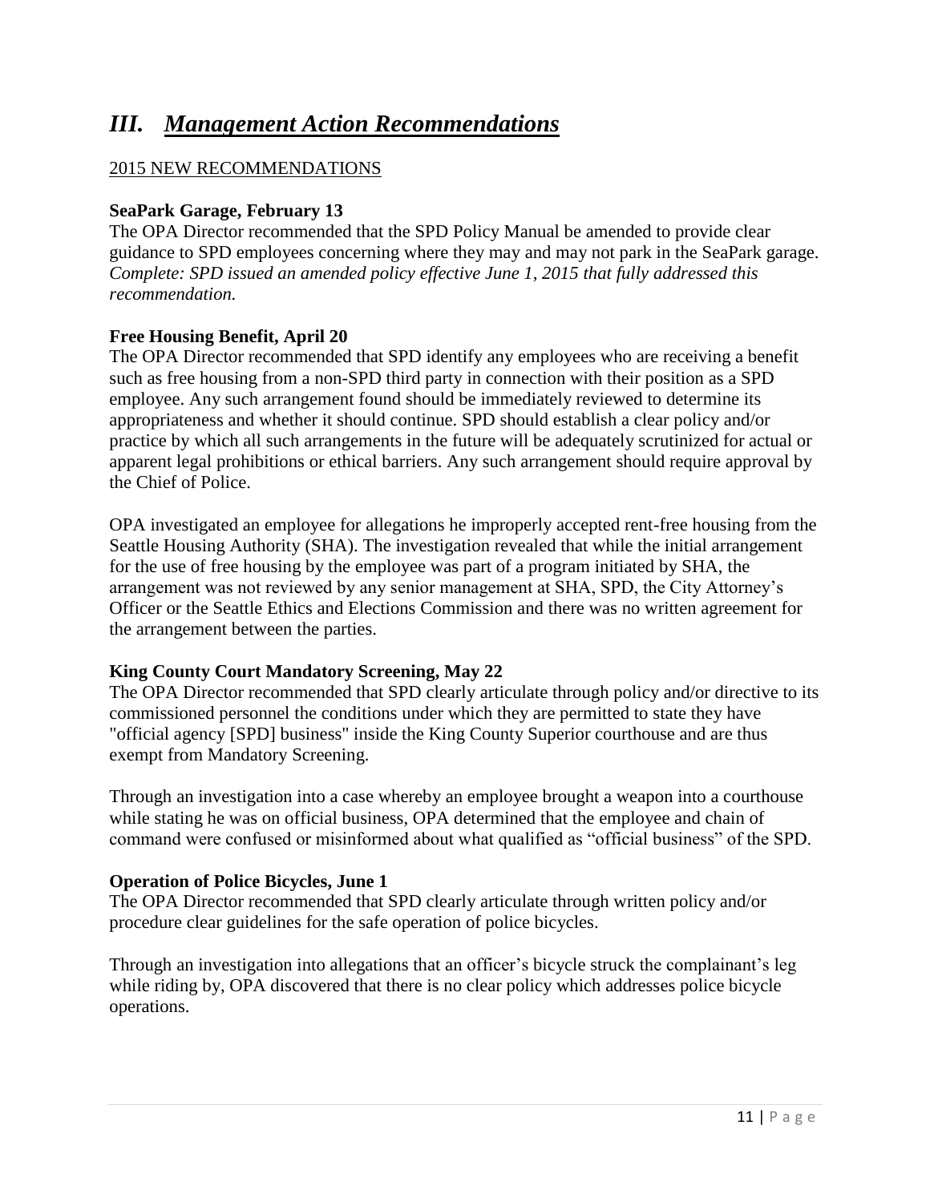# *III. Management Action Recommendations*

2015 NEW RECOMMENDATIONS

**SeaPark Garage, February 13**

The OPA Director recommended that the SPD Policy Manual be amended to provide clear guidance to SPD employees concerning where they may and may not park in the SeaPark garage. *Complete: SPD issued an amended policy effective June 1, 2015 that fully addressed this recommendation.*

**Free Housing Benefit, April 20**

The OPA Director recommended that SPD identify any employees who are receiving a benefit such as free housing from a non-SPD third party in connection with their position as a SPD employee. Any such arrangement found should be immediately reviewed to determine its appropriateness and whether it should continue. SPD should establish a clear policy and/or practice by which all such arrangements in the future will be adequately scrutinized for actual or apparent legal prohibitions or ethical barriers. Any such arrangement should require approval by the Chief of Police.

OPA investigated an employee for allegations he improperly accepted rent-free housing from the Seattle Housing Authority (SHA). The investigation revealed that while the initial arrangement for the use of free housing by the employee was part of a program initiated by SHA, the arrangement was not reviewed by any senior management at SHA, SPD, the City Attorney's Officer or the Seattle Ethics and Elections Commission and there was no written agreement for the arrangement between the parties.

**King County Court Mandatory Screening, May 22**

The OPA Director recommended that SPD clearly articulate through policy and/or directive to its commissioned personnel the conditions under which they are permitted to state they have "official agency [SPD] business" inside the King County Superior courthouse and are thus exempt from Mandatory Screening.

Through an investigation into a case whereby an employee brought a weapon into a courthouse while stating he was on official business, OPA determined that the employee and chain of command were confused or misinformed about what qualified as "official business" of the SPD.

**Operation of Police Bicycles, June 1**

The OPA Director recommended that SPD clearly articulate through written policy and/or procedure clear guidelines for the safe operation of police bicycles.

Through an investigation into allegations that an officer's bicycle struck the complainant's leg while riding by, OPA discovered that there is no clear policy which addresses police bicycle operations.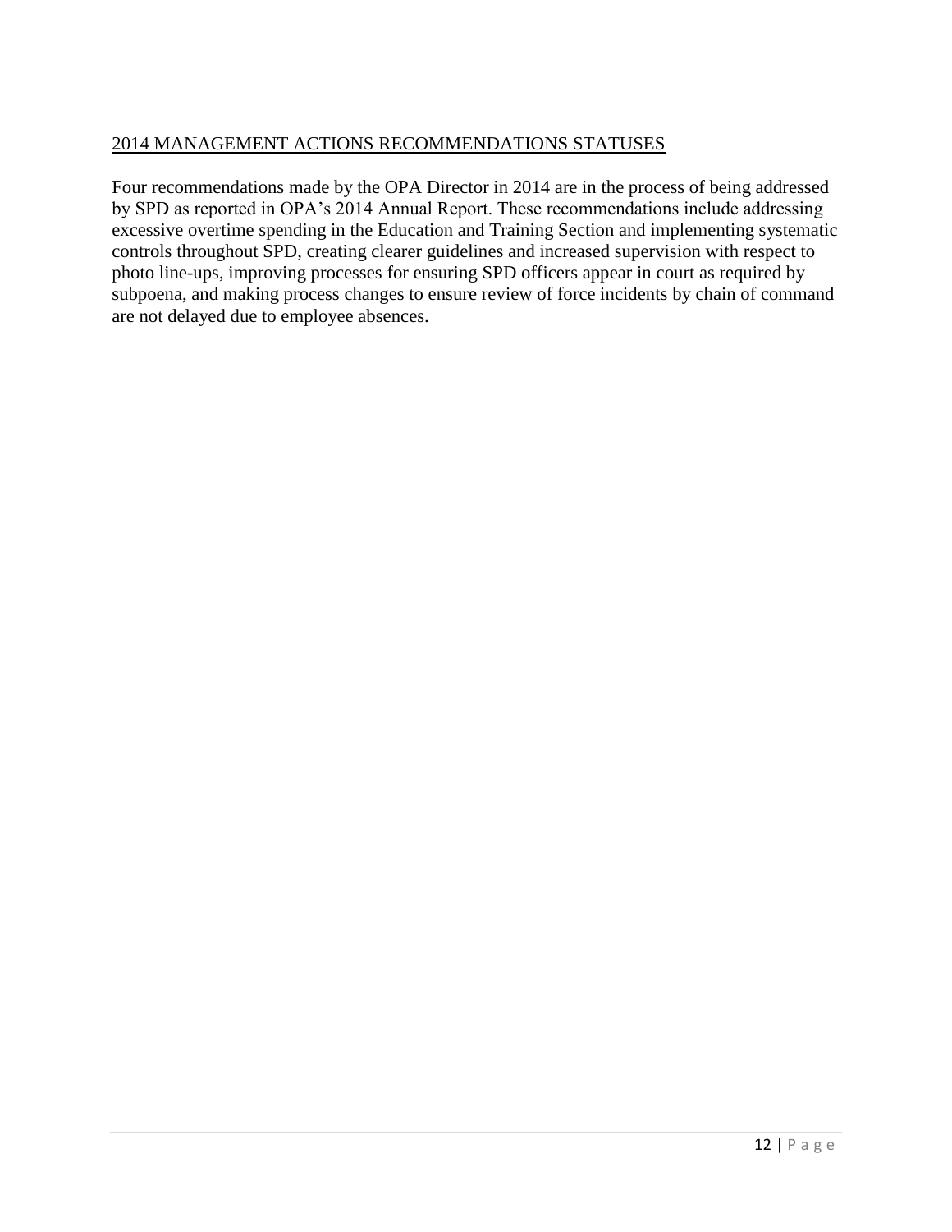## 2014 MANAGEMENT ACTIONS RECOMMENDATIONS STATUSES

Four recommendations made by the OPA Director in 2014 are in the process of being addressed by SPD as reported in OPA's 2014 Annual Report. These recommendations include addressing excessive overtime spending in the Education and Training Section and implementing systematic controls throughout SPD, creating clearer guidelines and increased supervision with respect to photo line-ups, improving processes for ensuring SPD officers appear in court as required by subpoena, and making process changes to ensure review of force incidents by chain of command are not delayed due to employee absences.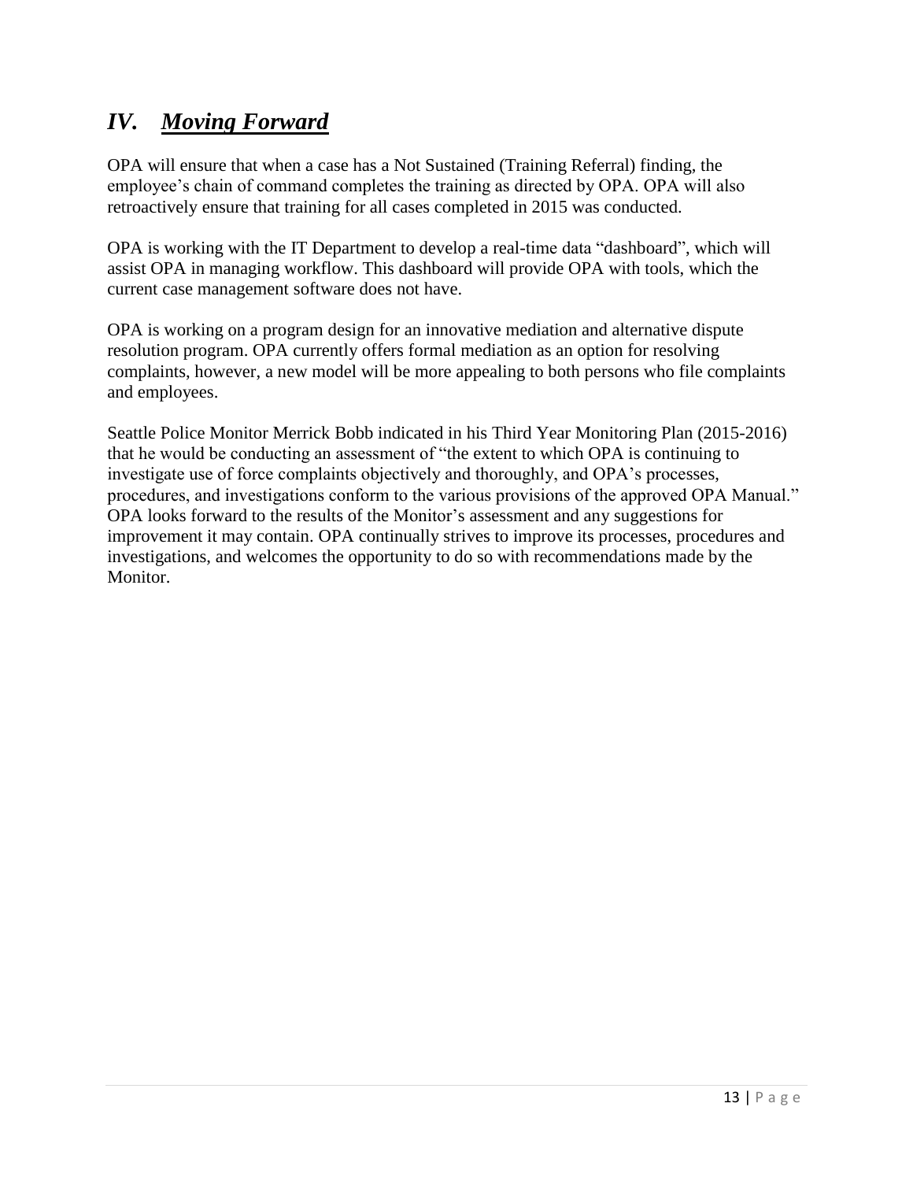## *IV. Moving Forward*

OPA will ensure that when a case has a Not Sustained (Training Referral) finding, the employee's chain of command completes the training as directed by OPA. OPA will also retroactively ensure that training for all cases completed in 2015 was conducted.

OPA is working with the IT Department to develop a real-time data "dashboard", which will assist OPA in managing workflow. This dashboard will provide OPA with tools, which the current case management software does not have.

OPA is working on a program design for an innovative mediation and alternative dispute resolution program. OPA currently offers formal mediation as an option for resolving complaints, however, a new model will be more appealing to both persons who file complaints and employees.

Seattle Police Monitor Merrick Bobb indicated in his Third Year Monitoring Plan (2015-2016) that he would be conducting an assessment of "the extent to which OPA is continuing to investigate use of force complaints objectively and thoroughly, and OPA's processes, procedures, and investigations conform to the various provisions of the approved OPA Manual." OPA looks forward to the results of the Monitor's assessment and any suggestions for improvement it may contain. OPA continually strives to improve its processes, procedures and investigations, and welcomes the opportunity to do so with recommendations made by the Monitor.